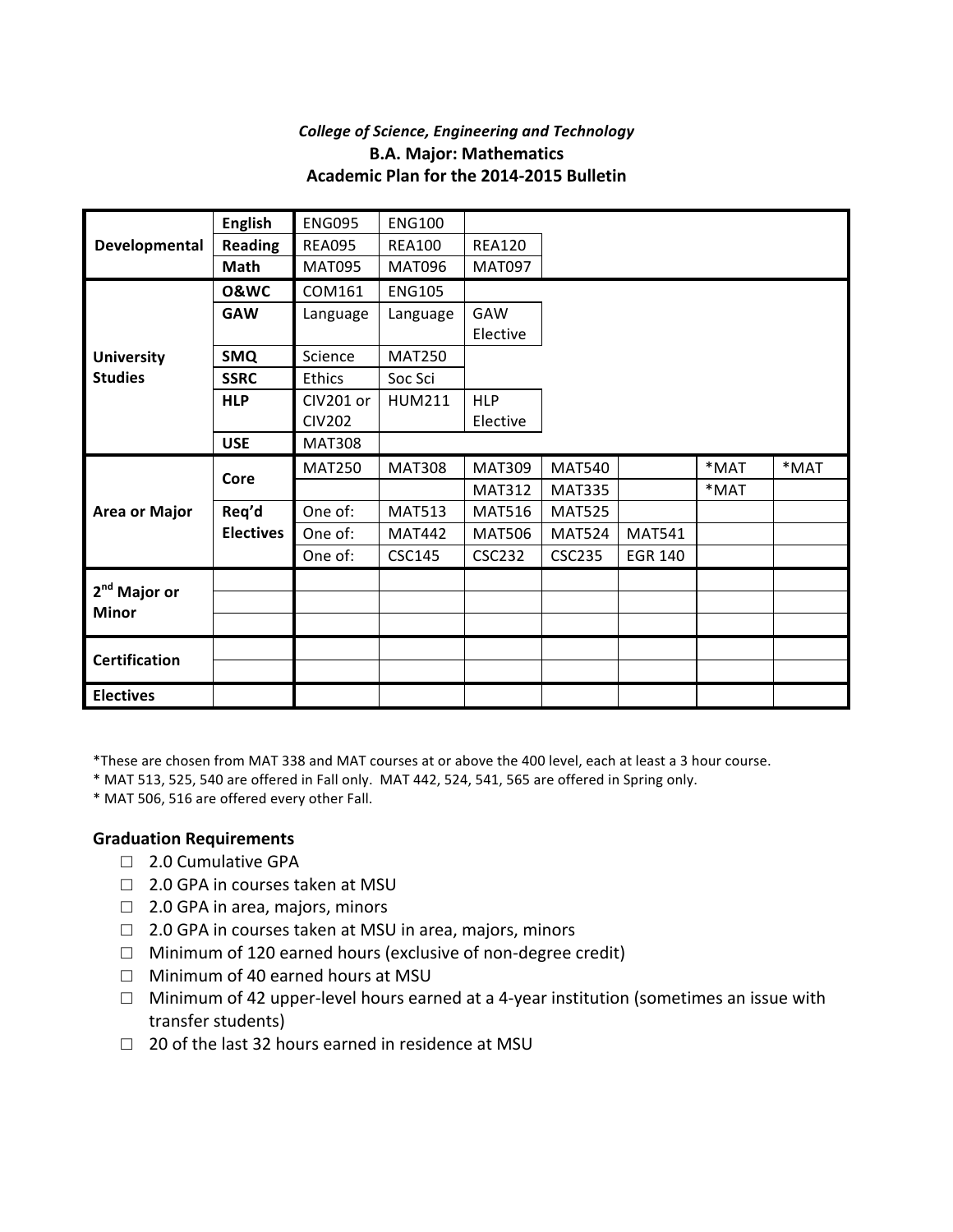*College of Science, Engineering and Technology*

**B.A. Major: Mathematics**

**Academic Plan for the 2014-2015 Bulletin**

| | | | | | | | | |
|---|---|---|---|---|---|---|---|---|
| **Developmental** | **English** | ENG095 | ENG100 | | | | | |
| | **Reading** | REA095 | REA100 | REA120 | | | | |
| | **Math** | MAT095 | MAT096 | MAT097 | | | | |
| **University Studies** | **O&WC** | COM161 | ENG105 | | | | | |
| | **GAW** | Language | Language | GAW Elective | | | | |
| | **SMQ** | Science | MAT250 | | | | | |
| | **SSRC** | Ethics | Soc Sci | | | | | |
| | **HLP** | CIV201 or CIV202 | HUM211 | HLP Elective | | | | |
| | **USE** | MAT308 | | | | | | |
| **Area or Major** | **Core** | MAT250 | MAT308 | MAT309 | MAT540 | | *MAT | *MAT |
| | | | | MAT312 | MAT335 | | *MAT | |
| | **Req'd Electives** | One of: | MAT513 | MAT516 | MAT525 | | | |
| | | One of: | MAT442 | MAT506 | MAT524 | MAT541 | | |
| | | One of: | CSC145 | CSC232 | CSC235 | EGR 140 | | |
| **2nd Major or Minor** | | | | | | | | |
| | | | | | | | | |
| | | | | | | | | |
| **Certification** | | | | | | | | |
| | | | | | | | | |
| **Electives** | | | | | | | | |

*These are chosen from MAT 338 and MAT courses at or above the 400 level, each at least a 3 hour course.

* MAT 513, 525, 540 are offered in Fall only. MAT 442, 524, 541, 565 are offered in Spring only.

* MAT 506, 516 are offered every other Fall.

### Graduation Requirements

- ☐ 2.0 Cumulative GPA
- ☐ 2.0 GPA in courses taken at MSU
- ☐ 2.0 GPA in area, majors, minors
- ☐ 2.0 GPA in courses taken at MSU in area, majors, minors
- ☐ Minimum of 120 earned hours (exclusive of non-degree credit)
- ☐ Minimum of 40 earned hours at MSU
- ☐ Minimum of 42 upper-level hours earned at a 4-year institution (sometimes an issue with transfer students)
- ☐ 20 of the last 32 hours earned in residence at MSU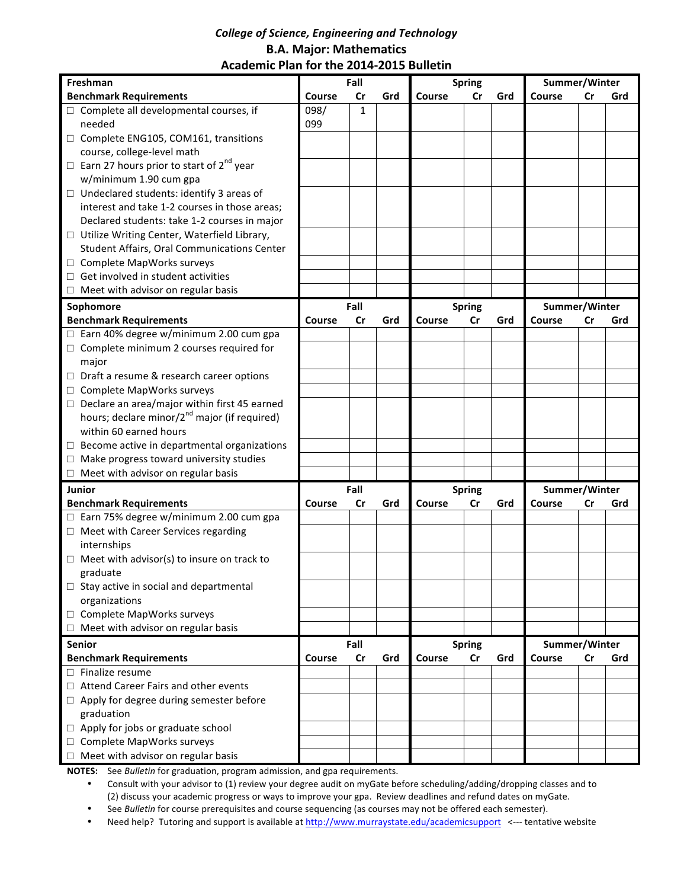*College of Science, Engineering and Technology*
**B.A. Major: Mathematics**
**Academic Plan for the 2014-2015 Bulletin**

| **Freshman** | Fall | | | Spring | | | Summer/Winter | | |
|---|---|---|---|---|---|---|---|---|---|
| **Benchmark Requirements** | **Course** | **Cr** | **Grd** | **Course** | **Cr** | **Grd** | **Course** | **Cr** | **Grd** |
| ☐ Complete all developmental courses, if needed | 098/ 099 | 1 | | | | | | | |
| ☐ Complete ENG105, COM161, transitions course, college-level math | | | | | | | | | |
| ☐ Earn 27 hours prior to start of 2nd year w/minimum 1.90 cum gpa | | | | | | | | | |
| ☐ Undeclared students: identify 3 areas of interest and take 1-2 courses in those areas; Declared students: take 1-2 courses in major | | | | | | | | | |
| ☐ Utilize Writing Center, Waterfield Library, Student Affairs, Oral Communications Center | | | | | | | | | |
| ☐ Complete MapWorks surveys | | | | | | | | | |
| ☐ Get involved in student activities | | | | | | | | | |
| ☐ Meet with advisor on regular basis | | | | | | | | | |

| **Sophomore** | Fall | | | Spring | | | Summer/Winter | | |
|---|---|---|---|---|---|---|---|---|---|
| **Benchmark Requirements** | **Course** | **Cr** | **Grd** | **Course** | **Cr** | **Grd** | **Course** | **Cr** | **Grd** |
| ☐ Earn 40% degree w/minimum 2.00 cum gpa | | | | | | | | | |
| ☐ Complete minimum 2 courses required for major | | | | | | | | | |
| ☐ Draft a resume & research career options | | | | | | | | | |
| ☐ Complete MapWorks surveys | | | | | | | | | |
| ☐ Declare an area/major within first 45 earned hours; declare minor/2nd major (if required) within 60 earned hours | | | | | | | | | |
| ☐ Become active in departmental organizations | | | | | | | | | |
| ☐ Make progress toward university studies | | | | | | | | | |
| ☐ Meet with advisor on regular basis | | | | | | | | | |

| **Junior** | Fall | | | Spring | | | Summer/Winter | | |
|---|---|---|---|---|---|---|---|---|---|
| **Benchmark Requirements** | **Course** | **Cr** | **Grd** | **Course** | **Cr** | **Grd** | **Course** | **Cr** | **Grd** |
| ☐ Earn 75% degree w/minimum 2.00 cum gpa | | | | | | | | | |
| ☐ Meet with Career Services regarding internships | | | | | | | | | |
| ☐ Meet with advisor(s) to insure on track to graduate | | | | | | | | | |
| ☐ Stay active in social and departmental organizations | | | | | | | | | |
| ☐ Complete MapWorks surveys | | | | | | | | | |
| ☐ Meet with advisor on regular basis | | | | | | | | | |

| **Senior** | Fall | | | Spring | | | Summer/Winter | | |
|---|---|---|---|---|---|---|---|---|---|
| **Benchmark Requirements** | **Course** | **Cr** | **Grd** | **Course** | **Cr** | **Grd** | **Course** | **Cr** | **Grd** |
| ☐ Finalize resume | | | | | | | | | |
| ☐ Attend Career Fairs and other events | | | | | | | | | |
| ☐ Apply for degree during semester before graduation | | | | | | | | | |
| ☐ Apply for jobs or graduate school | | | | | | | | | |
| ☐ Complete MapWorks surveys | | | | | | | | | |
| ☐ Meet with advisor on regular basis | | | | | | | | | |

**NOTES:** See *Bulletin* for graduation, program admission, and gpa requirements.

- Consult with your advisor to (1) review your degree audit on myGate before scheduling/adding/dropping classes and to (2) discuss your academic progress or ways to improve your gpa. Review deadlines and refund dates on myGate.
- See *Bulletin* for course prerequisites and course sequencing (as courses may not be offered each semester).
- Need help? Tutoring and support is available at http://www.murraystate.edu/academicsupport <--- tentative website